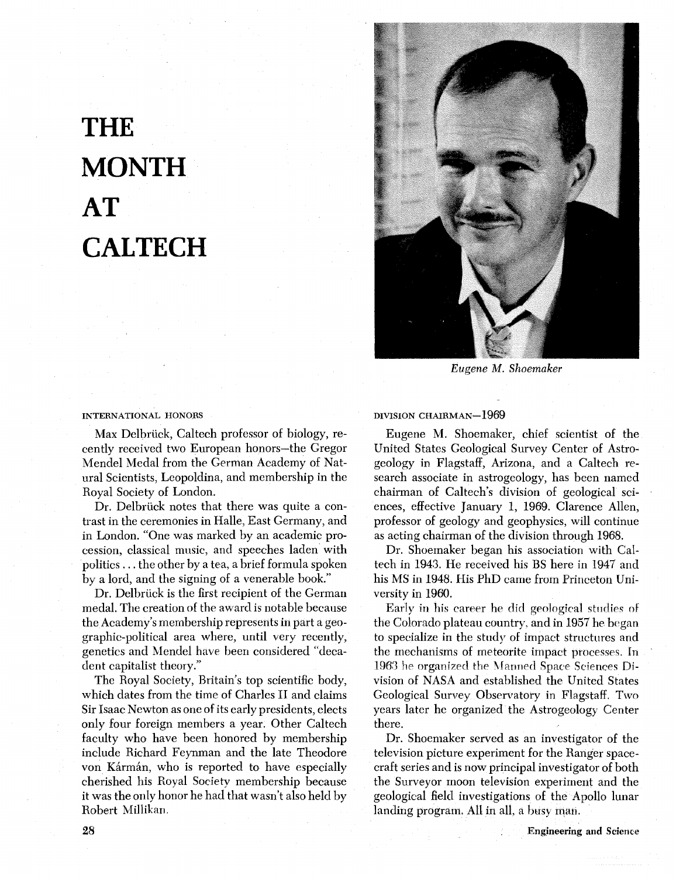# THE MONTH AT CALTECH

*Eugene M. Shoemaker*

## INTERNATIONAL HONORS

Max Delbrück, Caltech professor of biology, recently received two European honors—the Gregor Mendel Medal from the German Academy of Natural Scientists, Leopoldina, and membership in the Royal Society of London.

Dr. Delbrück notes that there was quite a contrast in the ceremonies in Halle, East Germany, and in London. "One was marked by an academic procession, classical music, and speeches laden with politics . . . the other by a tea, a brief formula spoken by a lord, and the signing of a venerable book."

Dr. Delbrück is the first recipient of the German medal. The creation of the award is notable because the Academy's membership represents in part a geographic-political area where, until very recently, genetics and Mendel have been considered "decadent capitalist theory."

The Royal Society, Britain's top scientific body, which dates from the time of Charles II and claims Sir Isaac Newton as one of its early presidents, elects only four foreign members a year. Other Caltech faculty who have been honored by membership include Richard Feynman and the late Theodore von Kármán, who is reported to have especially cherished his Royal Society membership because it was the only honor he had that wasn't also held by Robert Millikan.

## DIVISION CHAIRMAN—1969

Eugene M. Shoemaker, chief scientist of the United States Geological Survey Center of Astrogeology in Flagstaff, Arizona, and a Caltech research associate in astrogeology, has been named chairman of Caltech's division of geological sciences, effective January 1, 1969. Clarence Allen, professor of geology and geophysics, will continue as acting chairman of the division through 1968.

Dr. Shoemaker began his association with Caltech in 1943. He received his BS here in 1947 and his MS in 1948. His PhD came from Princeton University in 1960.

Early in his career he did geological studies of the Colorado plateau country, and in 1957 he began to specialize in the study of impact structures and the mechanisms of meteorite impact processes. In 1963 he organized the Manned Space Sciences Division of NASA and established the United States Geological Survey Observatory in Flagstaff. Two years later he organized the Astrogeology Center there.

Dr. Shoemaker served as an investigator of the television picture experiment for the Ranger spacecraft series and is now principal investigator of both the Surveyor moon television experiment and the geological field investigations of the Apollo lunar landing program. All in all, a busy man.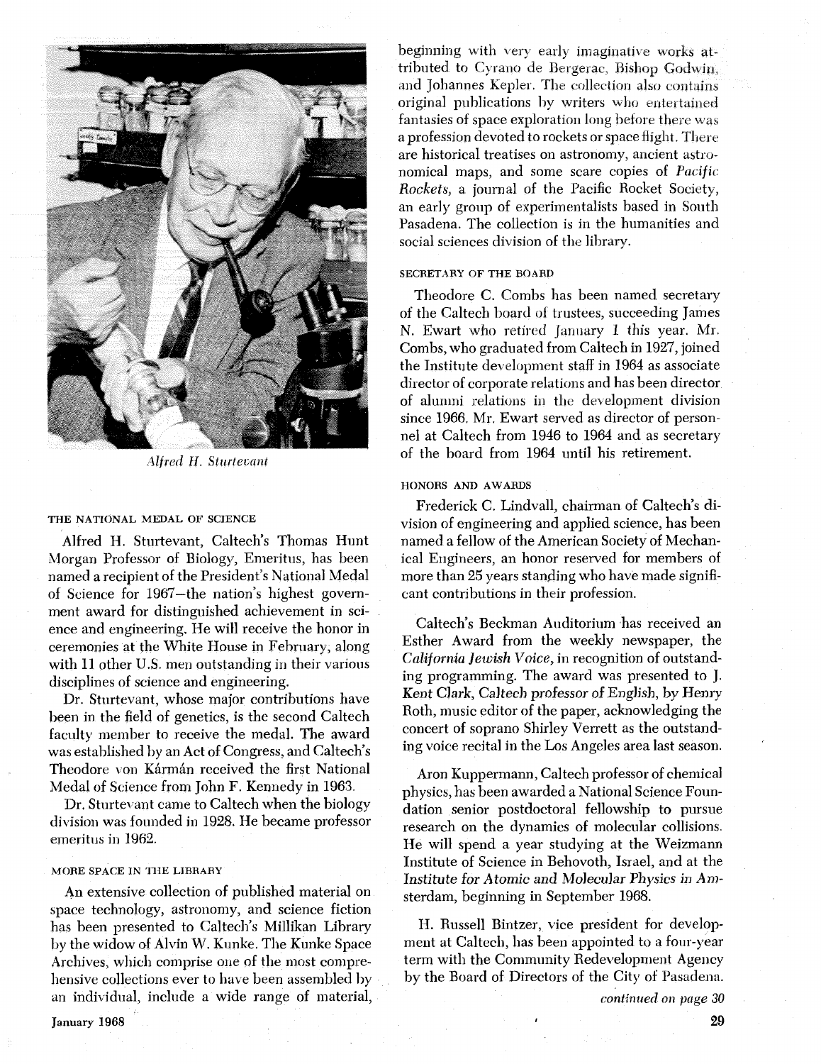*Alfred H. Sturtevant*

### THE NATIONAL MEDAL OF SCIENCE

Alfred H. Sturtevant, Caltech's Thomas Hunt Morgan Professor of Biology, Emeritus, has been named a recipient of the President's National Medal of Science for 1967—the nation's highest government award for distinguished achievement in science and engineering. He will receive the honor in ceremonies at the White House in February, along with 11 other U.S. men outstanding in their various disciplines of science and engineering.

Dr. Sturtevant, whose major contributions have been in the field of genetics, is the second Caltech faculty member to receive the medal. The award was established by an Act of Congress, and Caltech's Theodore von Kármán received the first National Medal of Science from John F. Kennedy in 1963.

Dr. Sturtevant came to Caltech when the biology division was founded in 1928. He became professor emeritus in 1962.

### MORE SPACE IN THE LIBRARY

An extensive collection of published material on space technology, astronomy, and science fiction has been presented to Caltech's Millikan Library by the widow of Alvin W. Kunke. The Kunke Space Archives, which comprise one of the most comprehensive collections ever to have been assembled by an individual, include a wide range of material, beginning with very early imaginative works attributed to Cyrano de Bergerac, Bishop Godwin, and Johannes Kepler. The collection also contains original publications by writers who entertained fantasies of space exploration long before there was a profession devoted to rockets or space flight. There are historical treatises on astronomy, ancient astronomical maps, and some scare copies of *Pacific Rockets*, a journal of the Pacific Rocket Society, an early group of experimentalists based in South Pasadena. The collection is in the humanities and social sciences division of the library.

### SECRETARY OF THE BOARD

Theodore C. Combs has been named secretary of the Caltech board of trustees, succeeding James N. Ewart who retired January 1 this year. Mr. Combs, who graduated from Caltech in 1927, joined the Institute development staff in 1964 as associate director of corporate relations and has been director of alumni relations in the development division since 1966. Mr. Ewart served as director of personnel at Caltech from 1946 to 1964 and as secretary of the board from 1964 until his retirement.

### HONORS AND AWARDS

Frederick C. Lindvall, chairman of Caltech's division of engineering and applied science, has been named a fellow of the American Society of Mechanical Engineers, an honor reserved for members of more than 25 years standing who have made significant contributions in their profession.

Caltech's Beckman Auditorium has received an Esther Award from the weekly newspaper, the *California Jewish Voice*, in recognition of outstanding programming. The award was presented to J. Kent Clark, Caltech professor of English, by Henry Roth, music editor of the paper, acknowledging the concert of soprano Shirley Verrett as the outstanding voice recital in the Los Angeles area last season.

Aron Kuppermann, Caltech professor of chemical physics, has been awarded a National Science Foundation senior postdoctoral fellowship to pursue research on the dynamics of molecular collisions. He will spend a year studying at the Weizmann Institute of Science in Behovoth, Israel, and at the Institute for Atomic and Molecular Physics in Amsterdam, beginning in September 1968.

H. Russell Bintzer, vice president for development at Caltech, has been appointed to a four-year term with the Community Redevelopment Agency by the Board of Directors of the City of Pasadena.

*continued on page 30*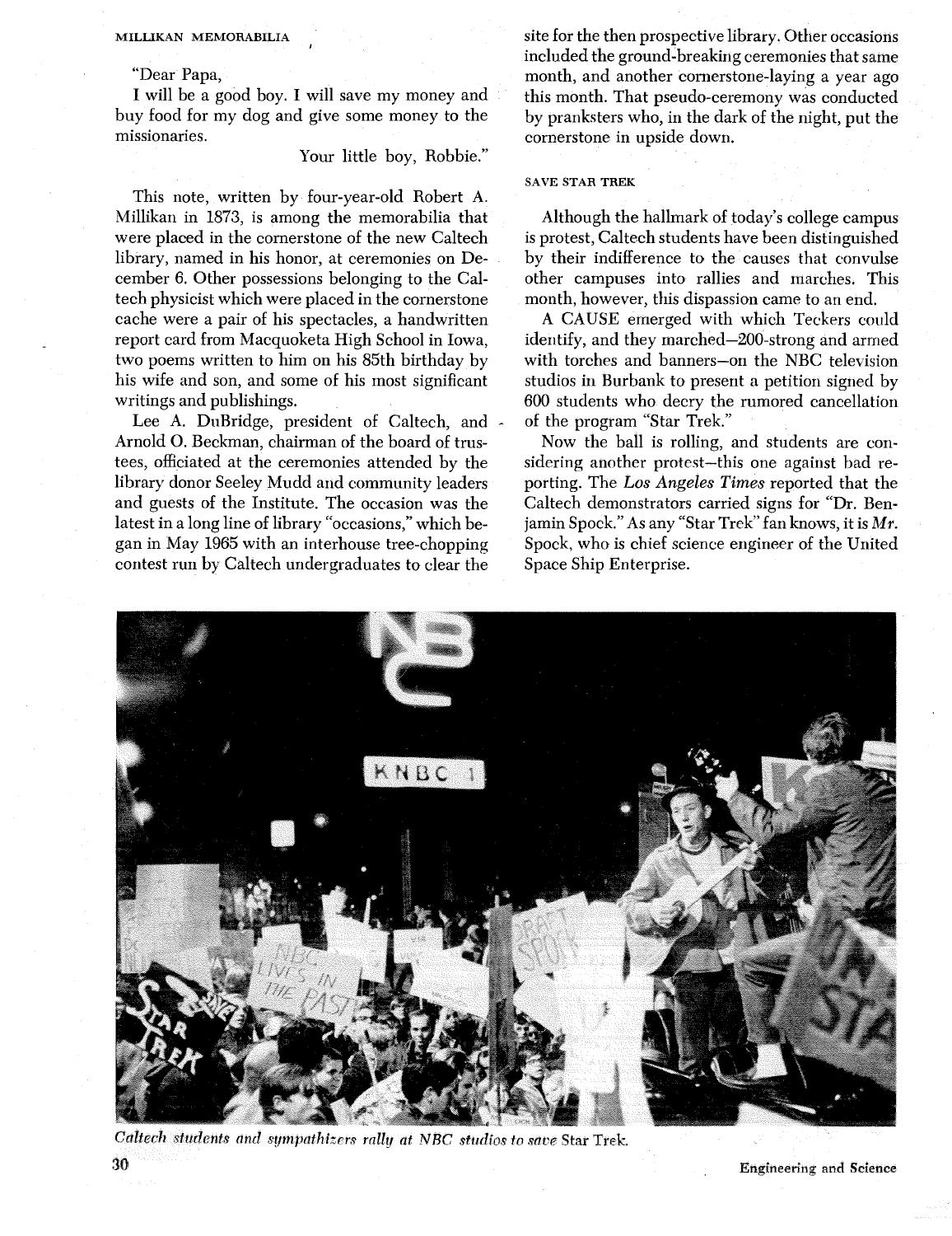## MILLIKAN MEMORABILIA

"Dear Papa,

I will be a good boy. I will save my money and buy food for my dog and give some money to the missionaries.

Your little boy, Robbie."

This note, written by four-year-old Robert A. Millikan in 1873, is among the memorabilia that were placed in the cornerstone of the new Caltech library, named in his honor, at ceremonies on December 6. Other possessions belonging to the Caltech physicist which were placed in the cornerstone cache were a pair of his spectacles, a handwritten report card from Macquoketa High School in Iowa, two poems written to him on his 85th birthday by his wife and son, and some of his most significant writings and publishings.

Lee A. DuBridge, president of Caltech, and Arnold O. Beckman, chairman of the board of trustees, officiated at the ceremonies attended by the library donor Seeley Mudd and community leaders and guests of the Institute. The occasion was the latest in a long line of library "occasions," which began in May 1965 with an interhouse tree-chopping contest run by Caltech undergraduates to clear the site for the then prospective library. Other occasions included the ground-breaking ceremonies that same month, and another cornerstone-laying a year ago this month. That pseudo-ceremony was conducted by pranksters who, in the dark of the night, put the cornerstone in upside down.

## SAVE STAR TREK

Although the hallmark of today's college campus is protest, Caltech students have been distinguished by their indifference to the causes that convulse other campuses into rallies and marches. This month, however, this dispassion came to an end.

A CAUSE emerged with which Teckers could identify, and they marched—200-strong and armed with torches and banners—on the NBC television studios in Burbank to present a petition signed by 600 students who decry the rumored cancellation of the program "Star Trek."

Now the ball is rolling, and students are considering another protest—this one against bad reporting. The *Los Angeles Times* reported that the Caltech demonstrators carried signs for "Dr. Benjamin Spock." As any "Star Trek" fan knows, it is *Mr.* Spock, who is chief science engineer of the United Space Ship Enterprise.

*Caltech students and sympathizers rally at NBC studios to save* Star Trek.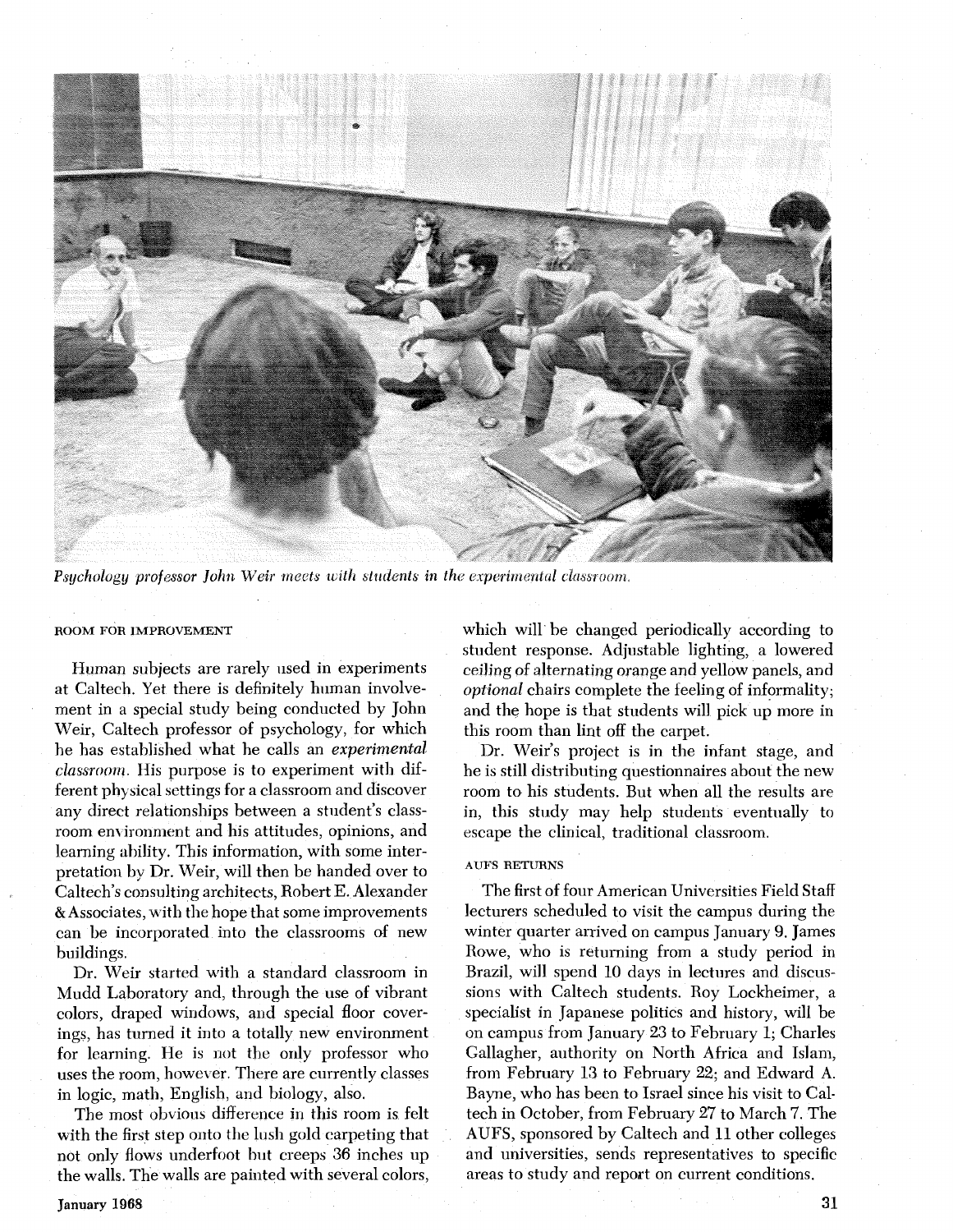*Psychology professor John Weir meets with students in the experimental classroom.*

## ROOM FOR IMPROVEMENT

Human subjects are rarely used in experiments at Caltech. Yet there is definitely human involvement in a special study being conducted by John Weir, Caltech professor of psychology, for which he has established what he calls an *experimental classroom*. His purpose is to experiment with different physical settings for a classroom and discover any direct relationships between a student's classroom environment and his attitudes, opinions, and learning ability. This information, with some interpretation by Dr. Weir, will then be handed over to Caltech's consulting architects, Robert E. Alexander & Associates, with the hope that some improvements can be incorporated into the classrooms of new buildings.

Dr. Weir started with a standard classroom in Mudd Laboratory and, through the use of vibrant colors, draped windows, and special floor coverings, has turned it into a totally new environment for learning. He is not the only professor who uses the room, however. There are currently classes in logic, math, English, and biology, also.

The most obvious difference in this room is felt with the first step onto the lush gold carpeting that not only flows underfoot but creeps 36 inches up the walls. The walls are painted with several colors, which will be changed periodically according to student response. Adjustable lighting, a lowered *ceiling* of alternating orange and yellow panels, and *optional* chairs complete the feeling of informality; and the hope is that students will pick up more in this room than lint off the carpet.

Dr. Weir's project is in the infant stage, and he is still distributing questionnaires about the new room to his students. But when all the results are in, this study may help students eventually to escape the clinical, traditional classroom.

## AUFS RETURNS

The first of four American Universities Field Staff lecturers scheduled to visit the campus during the winter quarter arrived on campus January 9. James Rowe, who is returning from a study period in Brazil, will spend 10 days in lectures and discussions with Caltech students. Roy Lockheimer, a specialist in Japanese politics and history, will be on campus from January 23 to February 1; Charles Gallagher, authority on North Africa and Islam, from February 13 to February 22; and Edward A. Bayne, who has been to Israel since his visit to Caltech in October, from February 27 to March 7. The AUFS, sponsored by Caltech and 11 other colleges and universities, sends representatives to specific areas to study and report on current conditions.